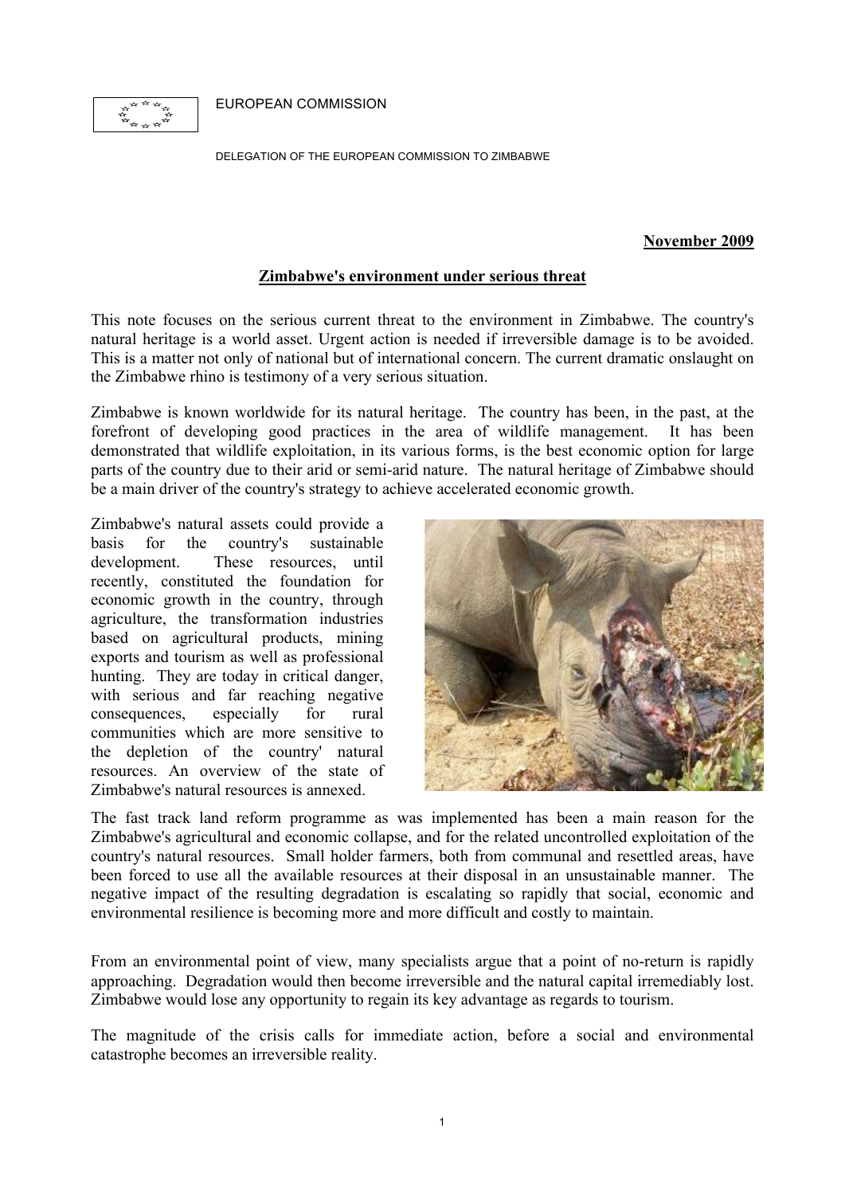EUROPEAN COMMISSION

DELEGATION OF THE EUROPEAN COMMISSION TO ZIMBABWE

**November 2009**

## Zimbabwe's environment under serious threat

This note focuses on the serious current threat to the environment in Zimbabwe. The country's natural heritage is a world asset. Urgent action is needed if irreversible damage is to be avoided. This is a matter not only of national but of international concern. The current dramatic onslaught on the Zimbabwe rhino is testimony of a very serious situation.

Zimbabwe is known worldwide for its natural heritage. The country has been, in the past, at the forefront of developing good practices in the area of wildlife management. It has been demonstrated that wildlife exploitation, in its various forms, is the best economic option for large parts of the country due to their arid or semi-arid nature. The natural heritage of Zimbabwe should be a main driver of the country's strategy to achieve accelerated economic growth.

Zimbabwe's natural assets could provide a basis for the country's sustainable development. These resources, until recently, constituted the foundation for economic growth in the country, through agriculture, the transformation industries based on agricultural products, mining exports and tourism as well as professional hunting. They are today in critical danger, with serious and far reaching negative consequences, especially for rural communities which are more sensitive to the depletion of the country' natural resources. An overview of the state of Zimbabwe's natural resources is annexed.

The fast track land reform programme as was implemented has been a main reason for the Zimbabwe's agricultural and economic collapse, and for the related uncontrolled exploitation of the country's natural resources. Small holder farmers, both from communal and resettled areas, have been forced to use all the available resources at their disposal in an unsustainable manner. The negative impact of the resulting degradation is escalating so rapidly that social, economic and environmental resilience is becoming more and more difficult and costly to maintain.

From an environmental point of view, many specialists argue that a point of no-return is rapidly approaching. Degradation would then become irreversible and the natural capital irremediably lost. Zimbabwe would lose any opportunity to regain its key advantage as regards to tourism.

The magnitude of the crisis calls for immediate action, before a social and environmental catastrophe becomes an irreversible reality.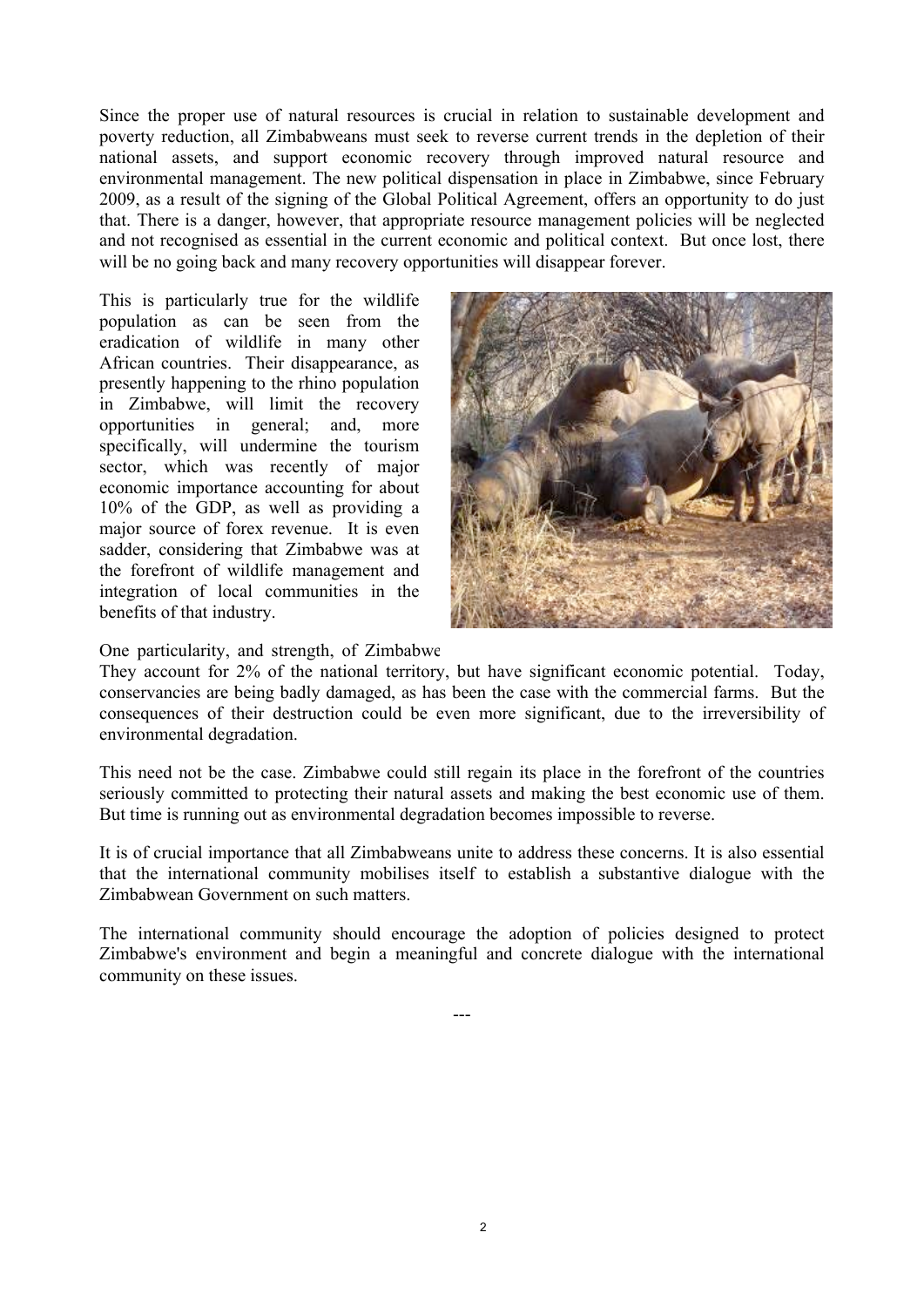Since the proper use of natural resources is crucial in relation to sustainable development and poverty reduction, all Zimbabweans must seek to reverse current trends in the depletion of their national assets, and support economic recovery through improved natural resource and environmental management. The new political dispensation in place in Zimbabwe, since February 2009, as a result of the signing of the Global Political Agreement, offers an opportunity to do just that. There is a danger, however, that appropriate resource management policies will be neglected and not recognised as essential in the current economic and political context. But once lost, there will be no going back and many recovery opportunities will disappear forever.

This is particularly true for the wildlife population as can be seen from the eradication of wildlife in many other African countries. Their disappearance, as presently happening to the rhino population in Zimbabwe, will limit the recovery opportunities in general; and, more specifically, will undermine the tourism sector, which was recently of major economic importance accounting for about 10% of the GDP, as well as providing a major source of forex revenue. It is even sadder, considering that Zimbabwe was at the forefront of wildlife management and integration of local communities in the benefits of that industry.

One particularity, and strength, of Zimbabwe
They account for 2% of the national territory, but have significant economic potential. Today, conservancies are being badly damaged, as has been the case with the commercial farms. But the consequences of their destruction could be even more significant, due to the irreversibility of environmental degradation.

This need not be the case. Zimbabwe could still regain its place in the forefront of the countries seriously committed to protecting their natural assets and making the best economic use of them. But time is running out as environmental degradation becomes impossible to reverse.

It is of crucial importance that all Zimbabweans unite to address these concerns. It is also essential that the international community mobilises itself to establish a substantive dialogue with the Zimbabwean Government on such matters.

The international community should encourage the adoption of policies designed to protect Zimbabwe's environment and begin a meaningful and concrete dialogue with the international community on these issues.

---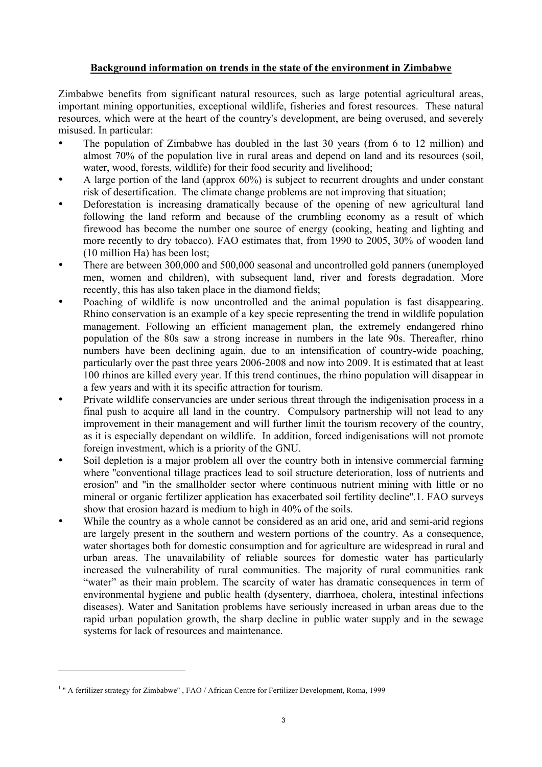**Background information on trends in the state of the environment in Zimbabwe**

Zimbabwe benefits from significant natural resources, such as large potential agricultural areas, important mining opportunities, exceptional wildlife, fisheries and forest resources. These natural resources, which were at the heart of the country's development, are being overused, and severely misused. In particular:

- The population of Zimbabwe has doubled in the last 30 years (from 6 to 12 million) and almost 70% of the population live in rural areas and depend on land and its resources (soil, water, wood, forests, wildlife) for their food security and livelihood;
- A large portion of the land (approx 60%) is subject to recurrent droughts and under constant risk of desertification. The climate change problems are not improving that situation;
- Deforestation is increasing dramatically because of the opening of new agricultural land following the land reform and because of the crumbling economy as a result of which firewood has become the number one source of energy (cooking, heating and lighting and more recently to dry tobacco). FAO estimates that, from 1990 to 2005, 30% of wooden land (10 million Ha) has been lost;
- There are between 300,000 and 500,000 seasonal and uncontrolled gold panners (unemployed men, women and children), with subsequent land, river and forests degradation. More recently, this has also taken place in the diamond fields;
- Poaching of wildlife is now uncontrolled and the animal population is fast disappearing. Rhino conservation is an example of a key specie representing the trend in wildlife population management. Following an efficient management plan, the extremely endangered rhino population of the 80s saw a strong increase in numbers in the late 90s. Thereafter, rhino numbers have been declining again, due to an intensification of country-wide poaching, particularly over the past three years 2006-2008 and now into 2009. It is estimated that at least 100 rhinos are killed every year. If this trend continues, the rhino population will disappear in a few years and with it its specific attraction for tourism.
- Private wildlife conservancies are under serious threat through the indigenisation process in a final push to acquire all land in the country. Compulsory partnership will not lead to any improvement in their management and will further limit the tourism recovery of the country, as it is especially dependant on wildlife. In addition, forced indigenisations will not promote foreign investment, which is a priority of the GNU.
- Soil depletion is a major problem all over the country both in intensive commercial farming where "conventional tillage practices lead to soil structure deterioration, loss of nutrients and erosion" and "in the smallholder sector where continuous nutrient mining with little or no mineral or organic fertilizer application has exacerbated soil fertility decline".[1] FAO surveys show that erosion hazard is medium to high in 40% of the soils.
- While the country as a whole cannot be considered as an arid one, arid and semi-arid regions are largely present in the southern and western portions of the country. As a consequence, water shortages both for domestic consumption and for agriculture are widespread in rural and urban areas. The unavailability of reliable sources for domestic water has particularly increased the vulnerability of rural communities. The majority of rural communities rank "water" as their main problem. The scarcity of water has dramatic consequences in term of environmental hygiene and public health (dysentery, diarrhoea, cholera, intestinal infections diseases). Water and Sanitation problems have seriously increased in urban areas due to the rapid urban population growth, the sharp decline in public water supply and in the sewage systems for lack of resources and maintenance.

---

[1] " A fertilizer strategy for Zimbabwe" , FAO / African Centre for Fertilizer Development, Roma, 1999